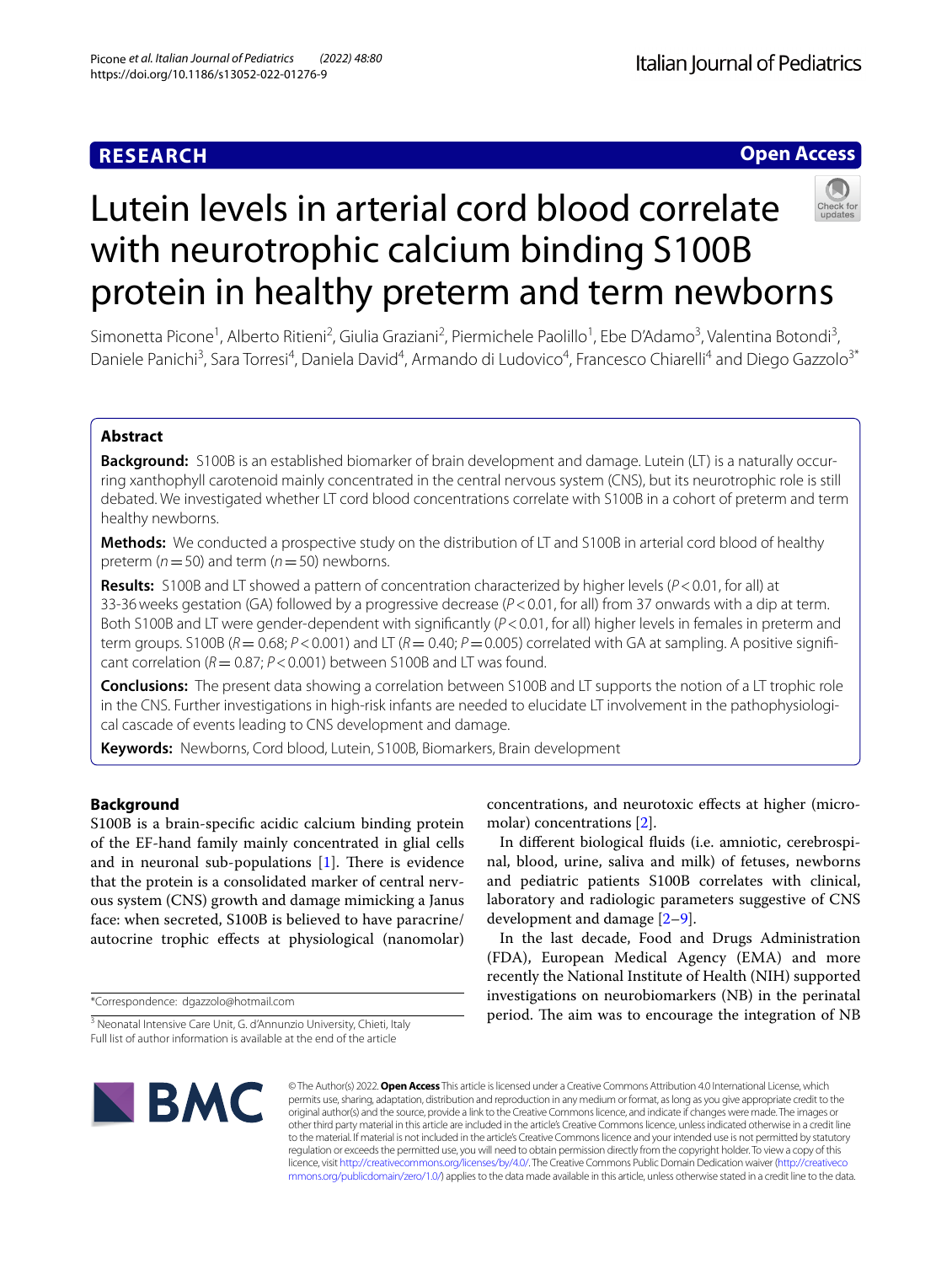RESEARCH

Open Access

# Lutein levels in arterial cord blood correlate with neurotrophic calcium binding S100B protein in healthy preterm and term newborns

Simonetta Picone[1], Alberto Ritieni[2], Giulia Graziani[2], Piermichele Paolillo[1], Ebe D'Adamo[3], Valentina Botondi[3], Daniele Panichi[3], Sara Torresi[4], Daniela David[4], Armando di Ludovico[4], Francesco Chiarelli[4] and Diego Gazzolo[3*]

## Abstract

**Background:** S100B is an established biomarker of brain development and damage. Lutein (LT) is a naturally occurring xanthophyll carotenoid mainly concentrated in the central nervous system (CNS), but its neurotrophic role is still debated. We investigated whether LT cord blood concentrations correlate with S100B in a cohort of preterm and term healthy newborns.

**Methods:** We conducted a prospective study on the distribution of LT and S100B in arterial cord blood of healthy preterm ($n=50$) and term ($n=50$) newborns.

**Results:** S100B and LT showed a pattern of concentration characterized by higher levels ($P<0.01$, for all) at 33-36 weeks gestation (GA) followed by a progressive decrease ($P<0.01$, for all) from 37 onwards with a dip at term. Both S100B and LT were gender-dependent with significantly ($P<0.01$, for all) higher levels in females in preterm and term groups. S100B ($R=0.68$; $P<0.001$) and LT ($R=0.40$; $P=0.005$) correlated with GA at sampling. A positive significant correlation ($R=0.87$; $P<0.001$) between S100B and LT was found.

**Conclusions:** The present data showing a correlation between S100B and LT supports the notion of a LT trophic role in the CNS. Further investigations in high-risk infants are needed to elucidate LT involvement in the pathophysiological cascade of events leading to CNS development and damage.

**Keywords:** Newborns, Cord blood, Lutein, S100B, Biomarkers, Brain development

## Background

S100B is a brain-specific acidic calcium binding protein of the EF-hand family mainly concentrated in glial cells and in neuronal sub-populations [1]. There is evidence that the protein is a consolidated marker of central nervous system (CNS) growth and damage mimicking a Janus face: when secreted, S100B is believed to have paracrine/autocrine trophic effects at physiological (nanomolar) concentrations, and neurotoxic effects at higher (micromolar) concentrations [2].

In different biological fluids (i.e. amniotic, cerebrospinal, blood, urine, saliva and milk) of fetuses, newborns and pediatric patients S100B correlates with clinical, laboratory and radiologic parameters suggestive of CNS development and damage [2–9].

In the last decade, Food and Drugs Administration (FDA), European Medical Agency (EMA) and more recently the National Institute of Health (NIH) supported investigations on neurobiomarkers (NB) in the perinatal period. The aim was to encourage the integration of NB

*Correspondence: dgazzolo@hotmail.com

[3] Neonatal Intensive Care Unit, G. d'Annunzio University, Chieti, Italy
Full list of author information is available at the end of the article

© The Author(s) 2022. **Open Access** This article is licensed under a Creative Commons Attribution 4.0 International License, which permits use, sharing, adaptation, distribution and reproduction in any medium or format, as long as you give appropriate credit to the original author(s) and the source, provide a link to the Creative Commons licence, and indicate if changes were made. The images or other third party material in this article are included in the article's Creative Commons licence, unless indicated otherwise in a credit line to the material. If material is not included in the article's Creative Commons licence and your intended use is not permitted by statutory regulation or exceeds the permitted use, you will need to obtain permission directly from the copyright holder. To view a copy of this licence, visit http://creativecommons.org/licenses/by/4.0/. The Creative Commons Public Domain Dedication waiver (http://creativecommons.org/publicdomain/zero/1.0/) applies to the data made available in this article, unless otherwise stated in a credit line to the data.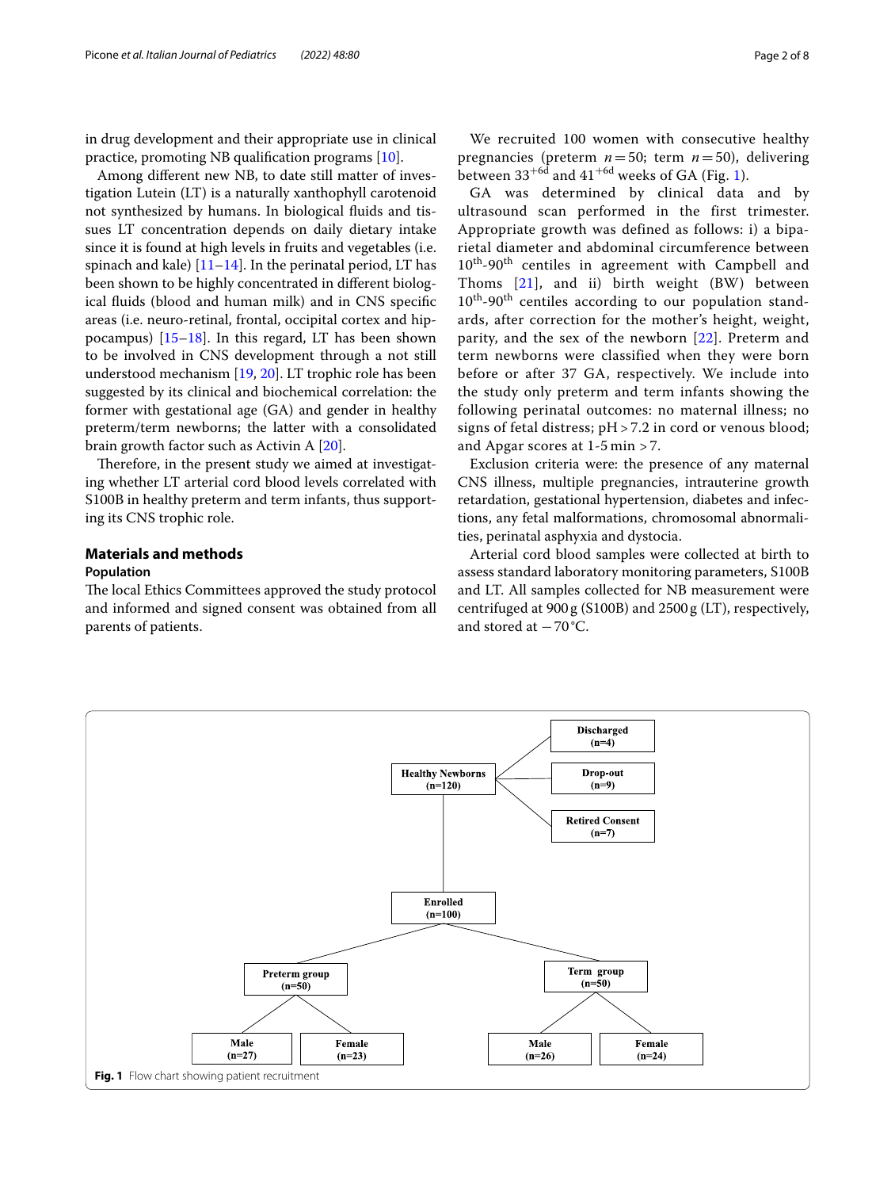in drug development and their appropriate use in clinical practice, promoting NB qualification programs [10].

Among different new NB, to date still matter of investigation Lutein (LT) is a naturally xanthophyll carotenoid not synthesized by humans. In biological fluids and tissues LT concentration depends on daily dietary intake since it is found at high levels in fruits and vegetables (i.e. spinach and kale) [11–14]. In the perinatal period, LT has been shown to be highly concentrated in different biological fluids (blood and human milk) and in CNS specific areas (i.e. neuro-retinal, frontal, occipital cortex and hippocampus) [15–18]. In this regard, LT has been shown to be involved in CNS development through a not still understood mechanism [19, 20]. LT trophic role has been suggested by its clinical and biochemical correlation: the former with gestational age (GA) and gender in healthy preterm/term newborns; the latter with a consolidated brain growth factor such as Activin A [20].

Therefore, in the present study we aimed at investigating whether LT arterial cord blood levels correlated with S100B in healthy preterm and term infants, thus supporting its CNS trophic role.

## Materials and methods

### Population

The local Ethics Committees approved the study protocol and informed and signed consent was obtained from all parents of patients.

We recruited 100 women with consecutive healthy pregnancies (preterm $n = 50$; term $n = 50$), delivering between $33^{+6d}$ and $41^{+6d}$ weeks of GA (Fig. 1).

GA was determined by clinical data and by ultrasound scan performed in the first trimester. Appropriate growth was defined as follows: i) a biparietal diameter and abdominal circumference between $10^{th}$-$90^{th}$ centiles in agreement with Campbell and Thoms [21], and ii) birth weight (BW) between $10^{th}$-$90^{th}$ centiles according to our population standards, after correction for the mother's height, weight, parity, and the sex of the newborn [22]. Preterm and term newborns were classified when they were born before or after 37 GA, respectively. We include into the study only preterm and term infants showing the following perinatal outcomes: no maternal illness; no signs of fetal distress; pH > 7.2 in cord or venous blood; and Apgar scores at 1-5 min > 7.

Exclusion criteria were: the presence of any maternal CNS illness, multiple pregnancies, intrauterine growth retardation, gestational hypertension, diabetes and infections, any fetal malformations, chromosomal abnormalities, perinatal asphyxia and dystocia.

Arterial cord blood samples were collected at birth to assess standard laboratory monitoring parameters, S100B and LT. All samples collected for NB measurement were centrifuged at 900 g (S100B) and 2500 g (LT), respectively, and stored at −70 °C.

Healthy Newborns (n=120) → Discharged (n=4); Drop-out (n=9); Retired Consent (n=7)

Enrolled (n=100) → Preterm group (n=50): Male (n=27), Female (n=23); Term group (n=50): Male (n=26), Female (n=24)

**Fig. 1** Flow chart showing patient recruitment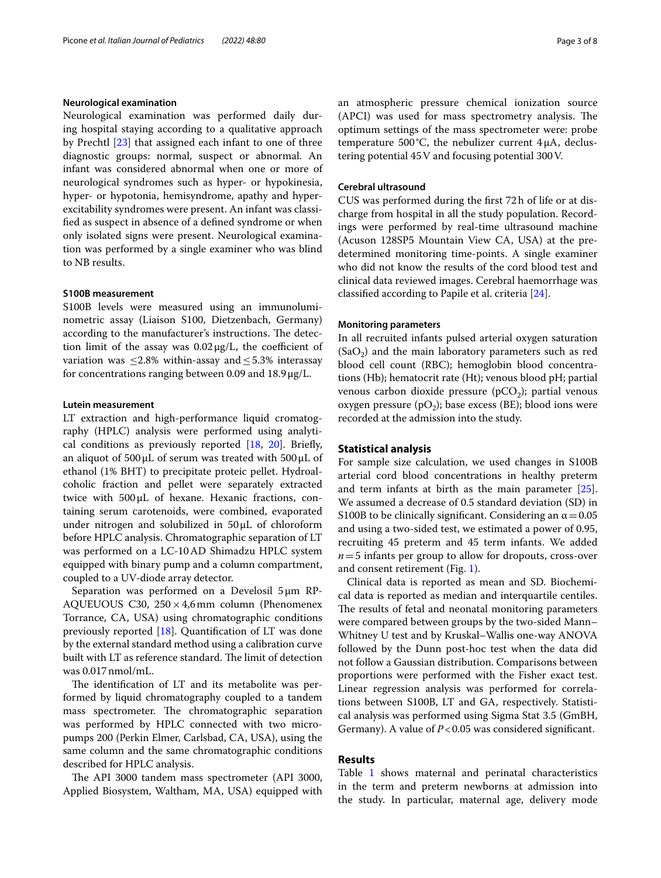#### Neurological examination

Neurological examination was performed daily during hospital staying according to a qualitative approach by Prechtl [23] that assigned each infant to one of three diagnostic groups: normal, suspect or abnormal. An infant was considered abnormal when one or more of neurological syndromes such as hyper- or hypokinesia, hyper- or hypotonia, hemisyndrome, apathy and hyperexcitability syndromes were present. An infant was classified as suspect in absence of a defined syndrome or when only isolated signs were present. Neurological examination was performed by a single examiner who was blind to NB results.

#### S100B measurement

S100B levels were measured using an immunoluminometric assay (Liaison S100, Dietzenbach, Germany) according to the manufacturer's instructions. The detection limit of the assay was 0.02 μg/L, the coefficient of variation was ≤2.8% within-assay and ≤5.3% interassay for concentrations ranging between 0.09 and 18.9 μg/L.

#### Lutein measurement

LT extraction and high-performance liquid cromatography (HPLC) analysis were performed using analytical conditions as previously reported [18, 20]. Briefly, an aliquot of 500 μL of serum was treated with 500 μL of ethanol (1% BHT) to precipitate proteic pellet. Hydroalcoholic fraction and pellet were separately extracted twice with 500 μL of hexane. Hexanic fractions, containing serum carotenoids, were combined, evaporated under nitrogen and solubilized in 50 μL of chloroform before HPLC analysis. Chromatographic separation of LT was performed on a LC-10 AD Shimadzu HPLC system equipped with binary pump and a column compartment, coupled to a UV-diode array detector.

Separation was performed on a Develosil 5 μm RP-AQUEUOUS C30, 250 × 4,6 mm column (Phenomenex Torrance, CA, USA) using chromatographic conditions previously reported [18]. Quantification of LT was done by the external standard method using a calibration curve built with LT as reference standard. The limit of detection was 0.017 nmol/mL.

The identification of LT and its metabolite was performed by liquid chromatography coupled to a tandem mass spectrometer. The chromatographic separation was performed by HPLC connected with two micropumps 200 (Perkin Elmer, Carlsbad, CA, USA), using the same column and the same chromatographic conditions described for HPLC analysis.

The API 3000 tandem mass spectrometer (API 3000, Applied Biosystem, Waltham, MA, USA) equipped with an atmospheric pressure chemical ionization source (APCI) was used for mass spectrometry analysis. The optimum settings of the mass spectrometer were: probe temperature 500 °C, the nebulizer current 4 μA, declustering potential 45 V and focusing potential 300 V.

#### Cerebral ultrasound

CUS was performed during the first 72 h of life or at discharge from hospital in all the study population. Recordings were performed by real-time ultrasound machine (Acuson 128SP5 Mountain View CA, USA) at the predetermined monitoring time-points. A single examiner who did not know the results of the cord blood test and clinical data reviewed images. Cerebral haemorrhage was classified according to Papile et al. criteria [24].

#### Monitoring parameters

In all recruited infants pulsed arterial oxygen saturation ($SaO_2$) and the main laboratory parameters such as red blood cell count (RBC); hemoglobin blood concentrations (Hb); hematocrit rate (Ht); venous blood pH; partial venous carbon dioxide pressure ($pCO_2$); partial venous oxygen pressure ($pO_2$); base excess (BE); blood ions were recorded at the admission into the study.

### Statistical analysis

For sample size calculation, we used changes in S100B arterial cord blood concentrations in healthy preterm and term infants at birth as the main parameter [25]. We assumed a decrease of 0.5 standard deviation (SD) in S100B to be clinically significant. Considering an $\alpha = 0.05$ and using a two-sided test, we estimated a power of 0.95, recruiting 45 preterm and 45 term infants. We added $n = 5$ infants per group to allow for dropouts, cross-over and consent retirement (Fig. 1).

Clinical data is reported as mean and SD. Biochemical data is reported as median and interquartile centiles. The results of fetal and neonatal monitoring parameters were compared between groups by the two-sided Mann–Whitney U test and by Kruskal–Wallis one-way ANOVA followed by the Dunn post-hoc test when the data did not follow a Gaussian distribution. Comparisons between proportions were performed with the Fisher exact test. Linear regression analysis was performed for correlations between S100B, LT and GA, respectively. Statistical analysis was performed using Sigma Stat 3.5 (GmBH, Germany). A value of $P < 0.05$ was considered significant.

### Results

Table 1 shows maternal and perinatal characteristics in the term and preterm newborns at admission into the study. In particular, maternal age, delivery mode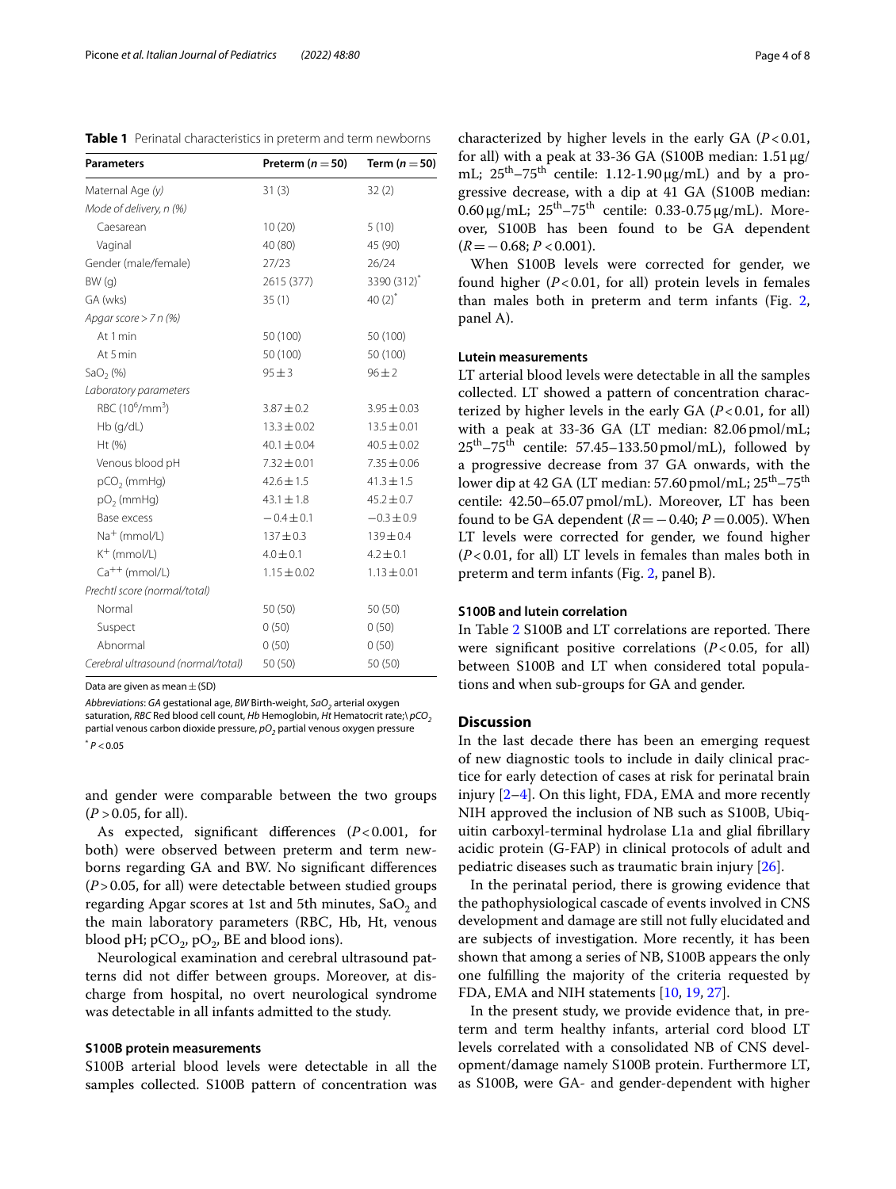**Table 1** Perinatal characteristics in preterm and term newborns

| Parameters | Preterm ($n=50$) | Term ($n=50$) |
|---|---|---|
| Maternal Age *(y)* | 31 (3) | 32 (2) |
| *Mode of delivery, n (%)* | | |
| Caesarean | 10 (20) | 5 (10) |
| Vaginal | 40 (80) | 45 (90) |
| Gender (male/female) | 27/23 | 26/24 |
| BW (g) | 2615 (377) | 3390 (312)* |
| GA (wks) | 35 (1) | 40 (2)* |
| *Apgar score > 7 n (%)* | | |
| At 1 min | 50 (100) | 50 (100) |
| At 5 min | 50 (100) | 50 (100) |
| $SaO_2$ (%) | 95 ± 3 | 96 ± 2 |
| *Laboratory parameters* | | |
| RBC ($10^6$/mm$^3$) | 3.87 ± 0.2 | 3.95 ± 0.03 |
| Hb (g/dL) | 13.3 ± 0.02 | 13.5 ± 0.01 |
| Ht (%) | 40.1 ± 0.04 | 40.5 ± 0.02 |
| Venous blood pH | 7.32 ± 0.01 | 7.35 ± 0.06 |
| $pCO_2$ (mmHg) | 42.6 ± 1.5 | 41.3 ± 1.5 |
| $pO_2$ (mmHg) | 43.1 ± 1.8 | 45.2 ± 0.7 |
| Base excess | −0.4 ± 0.1 | −0.3 ± 0.9 |
| $Na^+$ (mmol/L) | 137 ± 0.3 | 139 ± 0.4 |
| $K^+$ (mmol/L) | 4.0 ± 0.1 | 4.2 ± 0.1 |
| $Ca^{++}$ (mmol/L) | 1.15 ± 0.02 | 1.13 ± 0.01 |
| *Prechtl score (normal/total)* | | |
| Normal | 50 (50) | 50 (50) |
| Suspect | 0 (50) | 0 (50) |
| Abnormal | 0 (50) | 0 (50) |
| *Cerebral ultrasound (normal/total)* | 50 (50) | 50 (50) |

Data are given as mean ± (SD)

*Abbreviations*: *GA* gestational age, *BW* Birth-weight, *$SaO_2$* arterial oxygen saturation, *RBC* Red blood cell count, *Hb* Hemoglobin, *Ht* Hematocrit rate;\ *$pCO_2$* partial venous carbon dioxide pressure, *$pO_2$* partial venous oxygen pressure

\* $P<0.05$

and gender were comparable between the two groups ($P>0.05$, for all).

As expected, significant differences ($P<0.001$, for both) were observed between preterm and term newborns regarding GA and BW. No significant differences ($P>0.05$, for all) were detectable between studied groups regarding Apgar scores at 1st and 5th minutes, $SaO_2$ and the main laboratory parameters (RBC, Hb, Ht, venous blood pH; $pCO_2$, $pO_2$, BE and blood ions).

Neurological examination and cerebral ultrasound patterns did not differ between groups. Moreover, at discharge from hospital, no overt neurological syndrome was detectable in all infants admitted to the study.

### S100B protein measurements

S100B arterial blood levels were detectable in all the samples collected. S100B pattern of concentration was characterized by higher levels in the early GA ($P<0.01$, for all) with a peak at 33-36 GA (S100B median: 1.51 µg/mL; 25$^{th}$–75$^{th}$ centile: 1.12-1.90 µg/mL) and by a progressive decrease, with a dip at 41 GA (S100B median: 0.60 µg/mL; 25$^{th}$–75$^{th}$ centile: 0.33-0.75 µg/mL). Moreover, S100B has been found to be GA dependent ($R=-0.68$; $P<0.001$).

When S100B levels were corrected for gender, we found higher ($P<0.01$, for all) protein levels in females than males both in preterm and term infants (Fig. 2, panel A).

### Lutein measurements

LT arterial blood levels were detectable in all the samples collected. LT showed a pattern of concentration characterized by higher levels in the early GA ($P<0.01$, for all) with a peak at 33-36 GA (LT median: 82.06 pmol/mL; 25$^{th}$–75$^{th}$ centile: 57.45–133.50 pmol/mL), followed by a progressive decrease from 37 GA onwards, with the lower dip at 42 GA (LT median: 57.60 pmol/mL; 25$^{th}$–75$^{th}$ centile: 42.50–65.07 pmol/mL). Moreover, LT has been found to be GA dependent ($R=-0.40$; $P=0.005$). When LT levels were corrected for gender, we found higher ($P<0.01$, for all) LT levels in females than males both in preterm and term infants (Fig. 2, panel B).

### S100B and lutein correlation

In Table 2 S100B and LT correlations are reported. There were significant positive correlations ($P<0.05$, for all) between S100B and LT when considered total populations and when sub-groups for GA and gender.

## Discussion

In the last decade there has been an emerging request of new diagnostic tools to include in daily clinical practice for early detection of cases at risk for perinatal brain injury [2–4]. On this light, FDA, EMA and more recently NIH approved the inclusion of NB such as S100B, Ubiquitin carboxyl-terminal hydrolase L1a and glial fibrillary acidic protein (G-FAP) in clinical protocols of adult and pediatric diseases such as traumatic brain injury [26].

In the perinatal period, there is growing evidence that the pathophysiological cascade of events involved in CNS development and damage are still not fully elucidated and are subjects of investigation. More recently, it has been shown that among a series of NB, S100B appears the only one fulfilling the majority of the criteria requested by FDA, EMA and NIH statements [10, 19, 27].

In the present study, we provide evidence that, in preterm and term healthy infants, arterial cord blood LT levels correlated with a consolidated NB of CNS development/damage namely S100B protein. Furthermore LT, as S100B, were GA- and gender-dependent with higher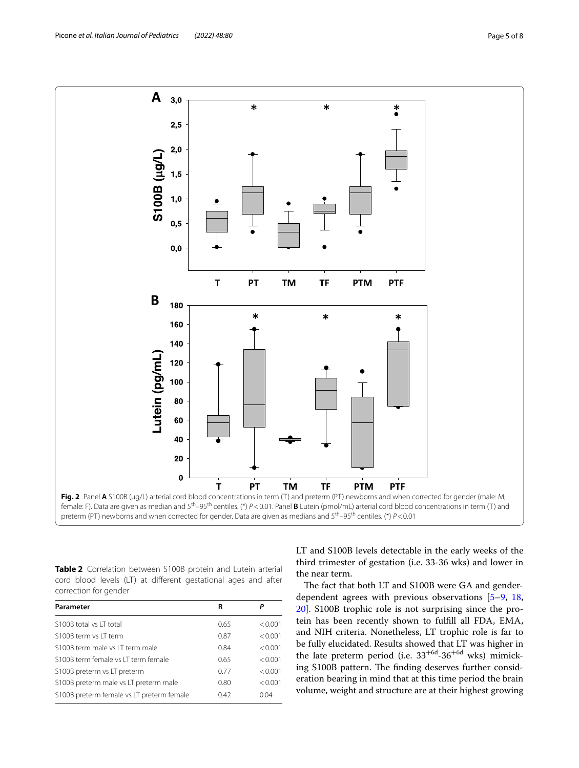**Fig. 2** Panel **A** S100B (μg/L) arterial cord blood concentrations in term (T) and preterm (PT) newborns and when corrected for gender (male: M; female: F). Data are given as median and 5[th]–95[th] centiles. (*) $P < 0.01$. Panel **B** Lutein (pmol/mL) arterial cord blood concentrations in term (T) and preterm (PT) newborns and when corrected for gender. Data are given as medians and 5[th]–95[th] centiles. (*) $P < 0.01$

**Table 2** Correlation between S100B protein and Lutein arterial cord blood levels (LT) at different gestational ages and after correction for gender

| Parameter | R | P |
|---|---|---|
| S100B total vs LT total | 0.65 | <0.001 |
| S100B term vs LT term | 0.87 | <0.001 |
| S100B term male vs LT term male | 0.84 | <0.001 |
| S100B term female vs LT term female | 0.65 | <0.001 |
| S100B preterm vs LT preterm | 0.77 | <0.001 |
| S100B preterm male vs LT preterm male | 0.80 | <0.001 |
| S100B preterm female vs LT preterm female | 0.42 | 0.04 |

LT and S100B levels detectable in the early weeks of the third trimester of gestation (i.e. 33-36 wks) and lower in the near term.

The fact that both LT and S100B were GA and gender-dependent agrees with previous observations [5–9, 18, 20]. S100B trophic role is not surprising since the protein has been recently shown to fulfill all FDA, EMA, and NIH criteria. Nonetheless, LT trophic role is far to be fully elucidated. Results showed that LT was higher in the late preterm period (i.e. $33^{+6d}$-$36^{+6d}$ wks) mimicking S100B pattern. The finding deserves further consideration bearing in mind that at this time period the brain volume, weight and structure are at their highest growing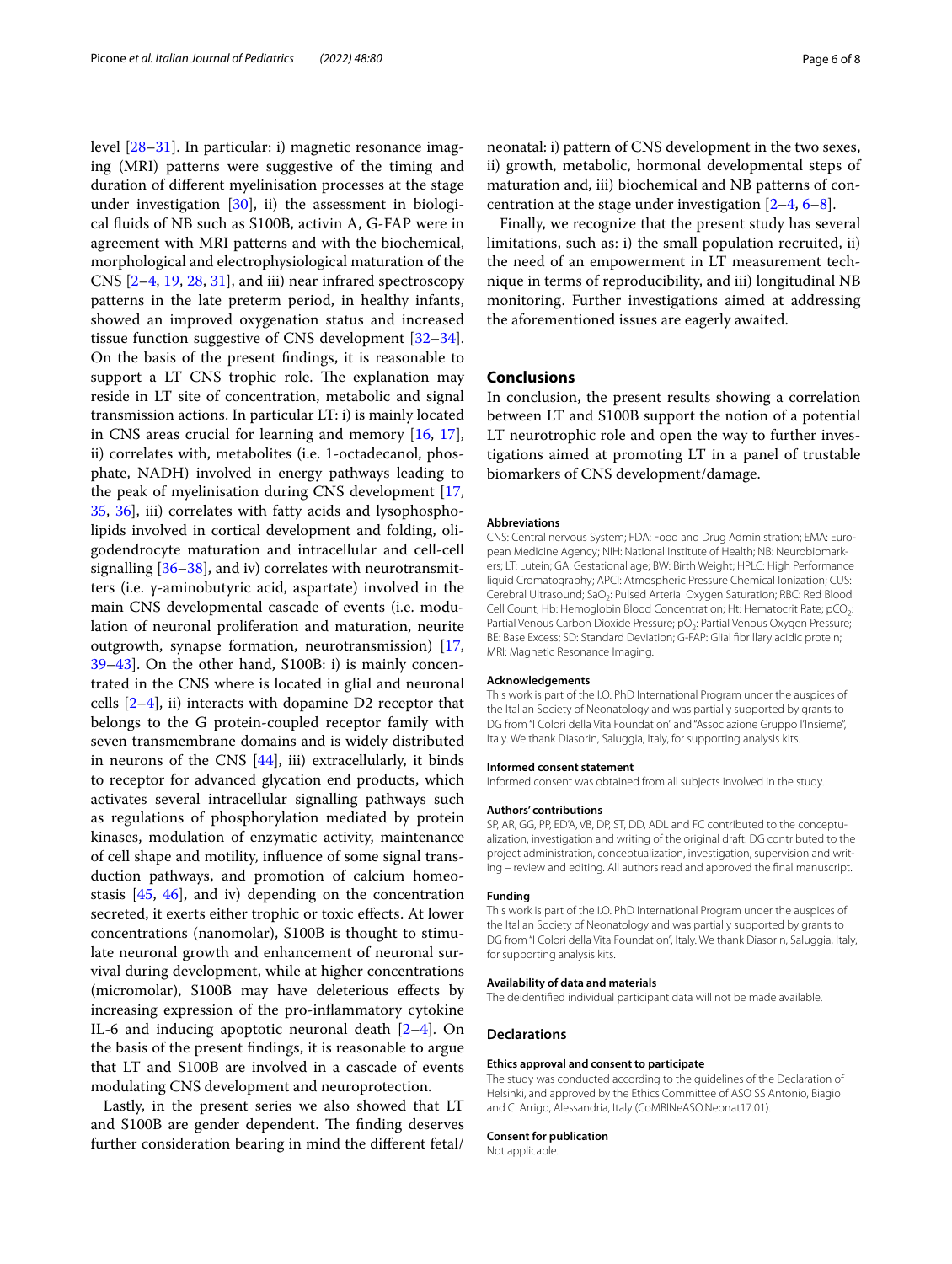level [28–31]. In particular: i) magnetic resonance imaging (MRI) patterns were suggestive of the timing and duration of different myelinisation processes at the stage under investigation [30], ii) the assessment in biological fluids of NB such as S100B, activin A, G-FAP were in agreement with MRI patterns and with the biochemical, morphological and electrophysiological maturation of the CNS [2–4, 19, 28, 31], and iii) near infrared spectroscopy patterns in the late preterm period, in healthy infants, showed an improved oxygenation status and increased tissue function suggestive of CNS development [32–34]. On the basis of the present findings, it is reasonable to support a LT CNS trophic role. The explanation may reside in LT site of concentration, metabolic and signal transmission actions. In particular LT: i) is mainly located in CNS areas crucial for learning and memory [16, 17], ii) correlates with, metabolites (i.e. 1-octadecanol, phosphate, NADH) involved in energy pathways leading to the peak of myelinisation during CNS development [17, 35, 36], iii) correlates with fatty acids and lysophospholipids involved in cortical development and folding, oligodendrocyte maturation and intracellular and cell-cell signalling [36–38], and iv) correlates with neurotransmitters (i.e. γ-aminobutyric acid, aspartate) involved in the main CNS developmental cascade of events (i.e. modulation of neuronal proliferation and maturation, neurite outgrowth, synapse formation, neurotransmission) [17, 39–43]. On the other hand, S100B: i) is mainly concentrated in the CNS where is located in glial and neuronal cells [2–4], ii) interacts with dopamine D2 receptor that belongs to the G protein-coupled receptor family with seven transmembrane domains and is widely distributed in neurons of the CNS [44], iii) extracellularly, it binds to receptor for advanced glycation end products, which activates several intracellular signalling pathways such as regulations of phosphorylation mediated by protein kinases, modulation of enzymatic activity, maintenance of cell shape and motility, influence of some signal transduction pathways, and promotion of calcium homeostasis [45, 46], and iv) depending on the concentration secreted, it exerts either trophic or toxic effects. At lower concentrations (nanomolar), S100B is thought to stimulate neuronal growth and enhancement of neuronal survival during development, while at higher concentrations (micromolar), S100B may have deleterious effects by increasing expression of the pro-inflammatory cytokine IL-6 and inducing apoptotic neuronal death [2–4]. On the basis of the present findings, it is reasonable to argue that LT and S100B are involved in a cascade of events modulating CNS development and neuroprotection.

Lastly, in the present series we also showed that LT and S100B are gender dependent. The finding deserves further consideration bearing in mind the different fetal/neonatal: i) pattern of CNS development in the two sexes, ii) growth, metabolic, hormonal developmental steps of maturation and, iii) biochemical and NB patterns of concentration at the stage under investigation [2–4, 6–8].

Finally, we recognize that the present study has several limitations, such as: i) the small population recruited, ii) the need of an empowerment in LT measurement technique in terms of reproducibility, and iii) longitudinal NB monitoring. Further investigations aimed at addressing the aforementioned issues are eagerly awaited.

## Conclusions

In conclusion, the present results showing a correlation between LT and S100B support the notion of a potential LT neurotrophic role and open the way to further investigations aimed at promoting LT in a panel of trustable biomarkers of CNS development/damage.

#### Abbreviations

CNS: Central nervous System; FDA: Food and Drug Administration; EMA: European Medicine Agency; NIH: National Institute of Health; NB: Neurobiomarkers; LT: Lutein; GA: Gestational age; BW: Birth Weight; HPLC: High Performance liquid Cromatography; APCI: Atmospheric Pressure Chemical Ionization; CUS: Cerebral Ultrasound; $SaO_2$: Pulsed Arterial Oxygen Saturation; RBC: Red Blood Cell Count; Hb: Hemoglobin Blood Concentration; Ht: Hematocrit Rate; $pCO_2$: Partial Venous Carbon Dioxide Pressure; $pO_2$: Partial Venous Oxygen Pressure; BE: Base Excess; SD: Standard Deviation; G-FAP: Glial fibrillary acidic protein; MRI: Magnetic Resonance Imaging.

#### Acknowledgements

This work is part of the I.O. PhD International Program under the auspices of the Italian Society of Neonatology and was partially supported by grants to DG from "I Colori della Vita Foundation" and "Associazione Gruppo l'Insieme", Italy. We thank Diasorin, Saluggia, Italy, for supporting analysis kits.

#### Informed consent statement

Informed consent was obtained from all subjects involved in the study.

#### Authors' contributions

SP, AR, GG, PP, ED'A, VB, DP, ST, DD, ADL and FC contributed to the conceptualization, investigation and writing of the original draft. DG contributed to the project administration, conceptualization, investigation, supervision and writing – review and editing. All authors read and approved the final manuscript.

#### Funding

This work is part of the I.O. PhD International Program under the auspices of the Italian Society of Neonatology and was partially supported by grants to DG from "I Colori della Vita Foundation", Italy. We thank Diasorin, Saluggia, Italy, for supporting analysis kits.

#### Availability of data and materials

The deidentified individual participant data will not be made available.

## Declarations

#### Ethics approval and consent to participate

The study was conducted according to the guidelines of the Declaration of Helsinki, and approved by the Ethics Committee of ASO SS Antonio, Biagio and C. Arrigo, Alessandria, Italy (CoMBINeASO.Neonat17.01).

#### Consent for publication

Not applicable.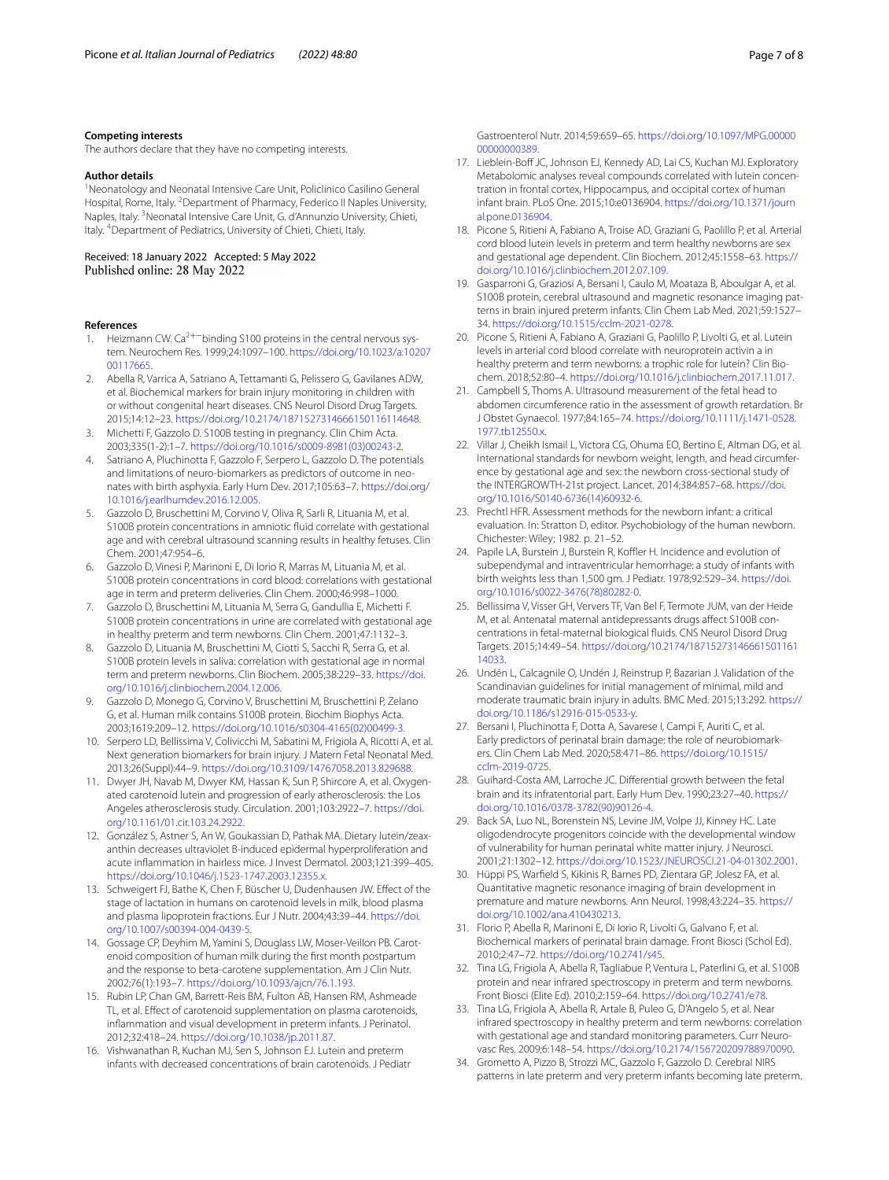### Competing interests

The authors declare that they have no competing interests.

### Author details

[1]Neonatology and Neonatal Intensive Care Unit, Policlinico Casilino General Hospital, Rome, Italy. [2]Department of Pharmacy, Federico II Naples University, Naples, Italy. [3]Neonatal Intensive Care Unit, G. d'Annunzio University, Chieti, Italy. [4]Department of Pediatrics, University of Chieti, Chieti, Italy.

Received: 18 January 2022 Accepted: 5 May 2022
Published online: 28 May 2022

### References

1. Heizmann CW. $Ca^{2+-}$binding S100 proteins in the central nervous system. Neurochem Res. 1999;24:1097–100. https://doi.org/10.1023/a:1020700117665.
2. Abella R, Varrica A, Satriano A, Tettamanti G, Pelissero G, Gavilanes ADW, et al. Biochemical markers for brain injury monitoring in children with or without congenital heart diseases. CNS Neurol Disord Drug Targets. 2015;14:12–23. https://doi.org/10.2174/1871527314666150116114648.
3. Michetti F, Gazzolo D. S100B testing in pregnancy. Clin Chim Acta. 2003;335(1-2):1–7. https://doi.org/10.1016/s0009-8981(03)00243-2.
4. Satriano A, Pluchinotta F, Gazzolo F, Serpero L, Gazzolo D. The potentials and limitations of neuro-biomarkers as predictors of outcome in neonates with birth asphyxia. Early Hum Dev. 2017;105:63–7. https://doi.org/10.1016/j.earlhumdev.2016.12.005.
5. Gazzolo D, Bruschettini M, Corvino V, Oliva R, Sarli R, Lituania M, et al. S100B protein concentrations in amniotic fluid correlate with gestational age and with cerebral ultrasound scanning results in healthy fetuses. Clin Chem. 2001;47:954–6.
6. Gazzolo D, Vinesi P, Marinoni E, Di Iorio R, Marras M, Lituania M, et al. S100B protein concentrations in cord blood: correlations with gestational age in term and preterm deliveries. Clin Chem. 2000;46:998–1000.
7. Gazzolo D, Bruschettini M, Lituania M, Serra G, Gandullia E, Michetti F. S100B protein concentrations in urine are correlated with gestational age in healthy preterm and term newborns. Clin Chem. 2001;47:1132–3.
8. Gazzolo D, Lituania M, Bruschettini M, Ciotti S, Sacchi R, Serra G, et al. S100B protein levels in saliva: correlation with gestational age in normal term and preterm newborns. Clin Biochem. 2005;38:229–33. https://doi.org/10.1016/j.clinbiochem.2004.12.006.
9. Gazzolo D, Monego G, Corvino V, Bruschettini M, Bruschettini P, Zelano G, et al. Human milk contains S100B protein. Biochim Biophys Acta. 2003;1619:209–12. https://doi.org/10.1016/s0304-4165(02)00499-3.
10. Serpero LD, Bellissima V, Colivicchi M, Sabatini M, Frigiola A, Ricotti A, et al. Next generation biomarkers for brain injury. J Matern Fetal Neonatal Med. 2013;26(Suppl):44–9. https://doi.org/10.3109/14767058.2013.829688.
11. Dwyer JH, Navab M, Dwyer KM, Hassan K, Sun P, Shircore A, et al. Oxygenated carotenoid lutein and progression of early atherosclerosis: the Los Angeles atherosclerosis study. Circulation. 2001;103:2922–7. https://doi.org/10.1161/01.cir.103.24.2922.
12. González S, Astner S, An W, Goukassian D, Pathak MA. Dietary lutein/zeaxanthin decreases ultraviolet B-induced epidermal hyperproliferation and acute inflammation in hairless mice. J Invest Dermatol. 2003;121:399–405. https://doi.org/10.1046/j.1523-1747.2003.12355.x.
13. Schweigert FJ, Bathe K, Chen F, Büscher U, Dudenhausen JW. Effect of the stage of lactation in humans on carotenoid levels in milk, blood plasma and plasma lipoprotein fractions. Eur J Nutr. 2004;43:39–44. https://doi.org/10.1007/s00394-004-0439-5.
14. Gossage CP, Deyhim M, Yamini S, Douglass LW, Moser-Veillon PB. Carotenoid composition of human milk during the first month postpartum and the response to beta-carotene supplementation. Am J Clin Nutr. 2002;76(1):193–7. https://doi.org/10.1093/ajcn/76.1.193.
15. Rubin LP, Chan GM, Barrett-Reis BM, Fulton AB, Hansen RM, Ashmeade TL, et al. Effect of carotenoid supplementation on plasma carotenoids, inflammation and visual development in preterm infants. J Perinatol. 2012;32:418–24. https://doi.org/10.1038/jp.2011.87.
16. Vishwanathan R, Kuchan MJ, Sen S, Johnson EJ. Lutein and preterm infants with decreased concentrations of brain carotenoids. J Pediatr Gastroenterol Nutr. 2014;59:659–65. https://doi.org/10.1097/MPG.0000000000000389.
17. Lieblein-Boff JC, Johnson EJ, Kennedy AD, Lai CS, Kuchan MJ. Exploratory Metabolomic analyses reveal compounds correlated with lutein concentration in frontal cortex, Hippocampus, and occipital cortex of human infant brain. PLoS One. 2015;10:e0136904. https://doi.org/10.1371/journal.pone.0136904.
18. Picone S, Ritieni A, Fabiano A, Troise AD, Graziani G, Paolillo P, et al. Arterial cord blood lutein levels in preterm and term healthy newborns are sex and gestational age dependent. Clin Biochem. 2012;45:1558–63. https://doi.org/10.1016/j.clinbiochem.2012.07.109.
19. Gasparroni G, Graziosi A, Bersani I, Caulo M, Moataza B, Aboulgar A, et al. S100B protein, cerebral ultrasound and magnetic resonance imaging patterns in brain injured preterm infants. Clin Chem Lab Med. 2021;59:1527–34. https://doi.org/10.1515/cclm-2021-0278.
20. Picone S, Ritieni A, Fabiano A, Graziani G, Paolillo P, Livolti G, et al. Lutein levels in arterial cord blood correlate with neuroprotein activin a in healthy preterm and term newborns: a trophic role for lutein? Clin Biochem. 2018;52:80–4. https://doi.org/10.1016/j.clinbiochem.2017.11.017.
21. Campbell S, Thoms A. Ultrasound measurement of the fetal head to abdomen circumference ratio in the assessment of growth retardation. Br J Obstet Gynaecol. 1977;84:165–74. https://doi.org/10.1111/j.1471-0528.1977.tb12550.x.
22. Villar J, Cheikh Ismail L, Victora CG, Ohuma EO, Bertino E, Altman DG, et al. International standards for newborn weight, length, and head circumference by gestational age and sex: the newborn cross-sectional study of the INTERGROWTH-21st project. Lancet. 2014;384:857–68. https://doi.org/10.1016/S0140-6736(14)60932-6.
23. Prechtl HFR. Assessment methods for the newborn infant: a critical evaluation. In: Stratton D, editor. Psychobiology of the human newborn. Chichester: Wiley; 1982. p. 21–52.
24. Papile LA, Burstein J, Burstein R, Koffler H. Incidence and evolution of subependymal and intraventricular hemorrhage: a study of infants with birth weights less than 1,500 gm. J Pediatr. 1978;92:529–34. https://doi.org/10.1016/s0022-3476(78)80282-0.
25. Bellissima V, Visser GH, Ververs TF, Van Bel F, Termote JUM, van der Heide M, et al. Antenatal maternal antidepressants drugs affect S100B concentrations in fetal-maternal biological fluids. CNS Neurol Disord Drug Targets. 2015;14:49–54. https://doi.org/10.2174/1871527314666150116114033.
26. Undén L, Calcagnile O, Undén J, Reinstrup P, Bazarian J. Validation of the Scandinavian guidelines for initial management of minimal, mild and moderate traumatic brain injury in adults. BMC Med. 2015;13:292. https://doi.org/10.1186/s12916-015-0533-y.
27. Bersani I, Pluchinotta F, Dotta A, Savarese I, Campi F, Auriti C, et al. Early predictors of perinatal brain damage: the role of neurobiomarkers. Clin Chem Lab Med. 2020;58:471–86. https://doi.org/10.1515/cclm-2019-0725.
28. Guihard-Costa AM, Larroche JC. Differential growth between the fetal brain and its infratentorial part. Early Hum Dev. 1990;23:27–40. https://doi.org/10.1016/0378-3782(90)90126-4.
29. Back SA, Luo NL, Borenstein NS, Levine JM, Volpe JJ, Kinney HC. Late oligodendrocyte progenitors coincide with the developmental window of vulnerability for human perinatal white matter injury. J Neurosci. 2001;21:1302–12. https://doi.org/10.1523/JNEUROSCI.21-04-01302.2001.
30. Hüppi PS, Warfield S, Kikinis R, Barnes PD, Zientara GP, Jolesz FA, et al. Quantitative magnetic resonance imaging of brain development in premature and mature newborns. Ann Neurol. 1998;43:224–35. https://doi.org/10.1002/ana.410430213.
31. Florio P, Abella R, Marinoni E, Di Iorio R, Livolti G, Galvano F, et al. Biochemical markers of perinatal brain damage. Front Biosci (Schol Ed). 2010;2:47–72. https://doi.org/10.2741/s45.
32. Tina LG, Frigiola A, Abella R, Tagliabue P, Ventura L, Paterlini G, et al. S100B protein and near infrared spectroscopy in preterm and term newborns. Front Biosci (Elite Ed). 2010;2:159–64. https://doi.org/10.2741/e78.
33. Tina LG, Frigiola A, Abella R, Artale B, Puleo G, D'Angelo S, et al. Near infrared spectroscopy in healthy preterm and term newborns: correlation with gestational age and standard monitoring parameters. Curr Neurovasc Res. 2009;6:148–54. https://doi.org/10.2174/156720209788970090.
34. Grometto A, Pizzo B, Strozzi MC, Gazzolo F, Gazzolo D. Cerebral NIRS patterns in late preterm and very preterm infants becoming late preterm.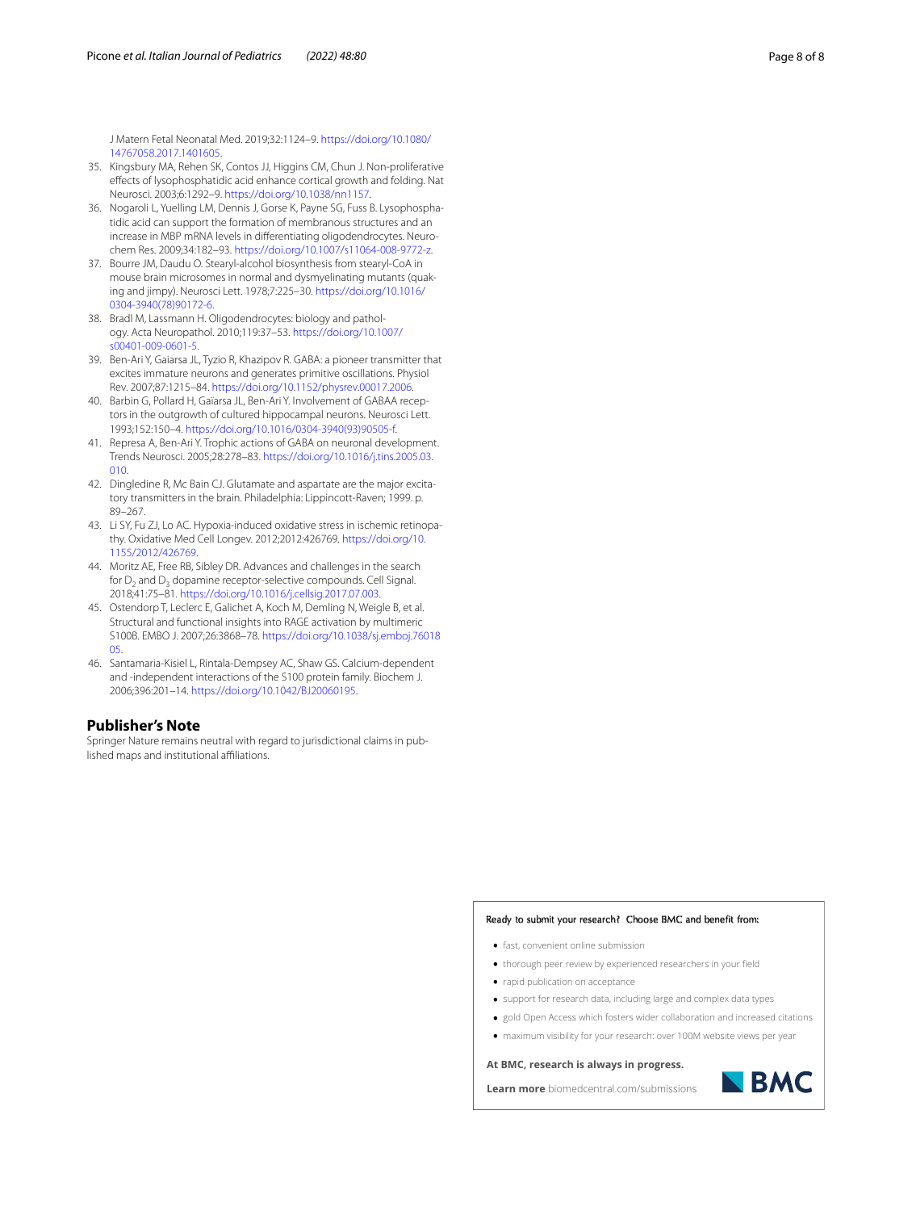J Matern Fetal Neonatal Med. 2019;32:1124–9. https://doi.org/10.1080/14767058.2017.1401605.

35. Kingsbury MA, Rehen SK, Contos JJ, Higgins CM, Chun J. Non-proliferative effects of lysophosphatidic acid enhance cortical growth and folding. Nat Neurosci. 2003;6:1292–9. https://doi.org/10.1038/nn1157.
36. Nogaroli L, Yuelling LM, Dennis J, Gorse K, Payne SG, Fuss B. Lysophosphatidic acid can support the formation of membranous structures and an increase in MBP mRNA levels in differentiating oligodendrocytes. Neurochem Res. 2009;34:182–93. https://doi.org/10.1007/s11064-008-9772-z.
37. Bourre JM, Daudu O. Stearyl-alcohol biosynthesis from stearyl-CoA in mouse brain microsomes in normal and dysmyelinating mutants (quaking and jimpy). Neurosci Lett. 1978;7:225–30. https://doi.org/10.1016/0304-3940(78)90172-6.
38. Bradl M, Lassmann H. Oligodendrocytes: biology and pathology. Acta Neuropathol. 2010;119:37–53. https://doi.org/10.1007/s00401-009-0601-5.
39. Ben-Ari Y, Gaiarsa JL, Tyzio R, Khazipov R. GABA: a pioneer transmitter that excites immature neurons and generates primitive oscillations. Physiol Rev. 2007;87:1215–84. https://doi.org/10.1152/physrev.00017.2006.
40. Barbin G, Pollard H, Gaïarsa JL, Ben-Ari Y. Involvement of GABAA receptors in the outgrowth of cultured hippocampal neurons. Neurosci Lett. 1993;152:150–4. https://doi.org/10.1016/0304-3940(93)90505-f.
41. Represa A, Ben-Ari Y. Trophic actions of GABA on neuronal development. Trends Neurosci. 2005;28:278–83. https://doi.org/10.1016/j.tins.2005.03.010.
42. Dingledine R, Mc Bain CJ. Glutamate and aspartate are the major excitatory transmitters in the brain. Philadelphia: Lippincott-Raven; 1999. p. 89–267.
43. Li SY, Fu ZJ, Lo AC. Hypoxia-induced oxidative stress in ischemic retinopathy. Oxidative Med Cell Longev. 2012;2012:426769. https://doi.org/10.1155/2012/426769.
44. Moritz AE, Free RB, Sibley DR. Advances and challenges in the search for $D_2$ and $D_3$ dopamine receptor-selective compounds. Cell Signal. 2018;41:75–81. https://doi.org/10.1016/j.cellsig.2017.07.003.
45. Ostendorp T, Leclerc E, Galichet A, Koch M, Demling N, Weigle B, et al. Structural and functional insights into RAGE activation by multimeric S100B. EMBO J. 2007;26:3868–78. https://doi.org/10.1038/sj.emboj.7601805.
46. Santamaria-Kisiel L, Rintala-Dempsey AC, Shaw GS. Calcium-dependent and -independent interactions of the S100 protein family. Biochem J. 2006;396:201–14. https://doi.org/10.1042/BJ20060195.

## Publisher's Note

Springer Nature remains neutral with regard to jurisdictional claims in published maps and institutional affiliations.

Ready to submit your research? Choose BMC and benefit from:

- fast, convenient online submission
- thorough peer review by experienced researchers in your field
- rapid publication on acceptance
- support for research data, including large and complex data types
- gold Open Access which fosters wider collaboration and increased citations
- maximum visibility for your research: over 100M website views per year

**At BMC, research is always in progress.**

**Learn more** biomedcentral.com/submissions

BMC